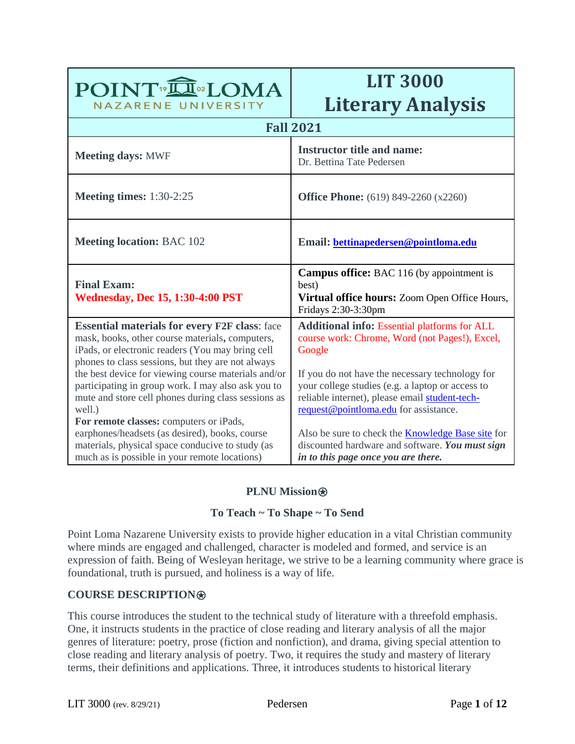| POINT LOMA NAZARENE UNIVERSITY | LIT 3000 Literary Analysis |
|---|---|
| **Fall 2021** | |
| **Meeting days:** MWF | **Instructor title and name:** Dr. Bettina Tate Pedersen |
| **Meeting times:** 1:30-2:25 | **Office Phone:** (619) 849-2260 (x2260) |
| **Meeting location:** BAC 102 | **Email:** **bettinapedersen@pointloma.edu** |
| **Final Exam:** **Wednesday, Dec 15, 1:30-4:00 PST** | **Campus office:** BAC 116 (by appointment is best) **Virtual office hours:** Zoom Open Office Hours, Fridays 2:30-3:30pm |
| **Essential materials for every F2F class**: face mask, books, other course materials**,** computers, iPads, or electronic readers (You may bring cell phones to class sessions, but they are not always the best device for viewing course materials and/or participating in group work. I may also ask you to mute and store cell phones during class sessions as well.) **For remote classes:** computers or iPads, earphones/headsets (as desired), books, course materials, physical space conducive to study (as much as is possible in your remote locations) | **Additional info:** Essential platforms for ALL course work: Chrome, Word (not Pages!), Excel, Google<br><br>If you do not have the necessary technology for your college studies (e.g. a laptop or access to reliable internet), please email student-tech-request@pointloma.edu for assistance.<br><br>Also be sure to check the Knowledge Base site for discounted hardware and software. ***You must sign in to this page once you are there.*** |

**PLNU Mission⍟**

**To Teach ~ To Shape ~ To Send**

Point Loma Nazarene University exists to provide higher education in a vital Christian community where minds are engaged and challenged, character is modeled and formed, and service is an expression of faith. Being of Wesleyan heritage, we strive to be a learning community where grace is foundational, truth is pursued, and holiness is a way of life.

## COURSE DESCRIPTION⍟

This course introduces the student to the technical study of literature with a threefold emphasis. One, it instructs students in the practice of close reading and literary analysis of all the major genres of literature: poetry, prose (fiction and nonfiction), and drama, giving special attention to close reading and literary analysis of poetry. Two, it requires the study and mastery of literary terms, their definitions and applications. Three, it introduces students to historical literary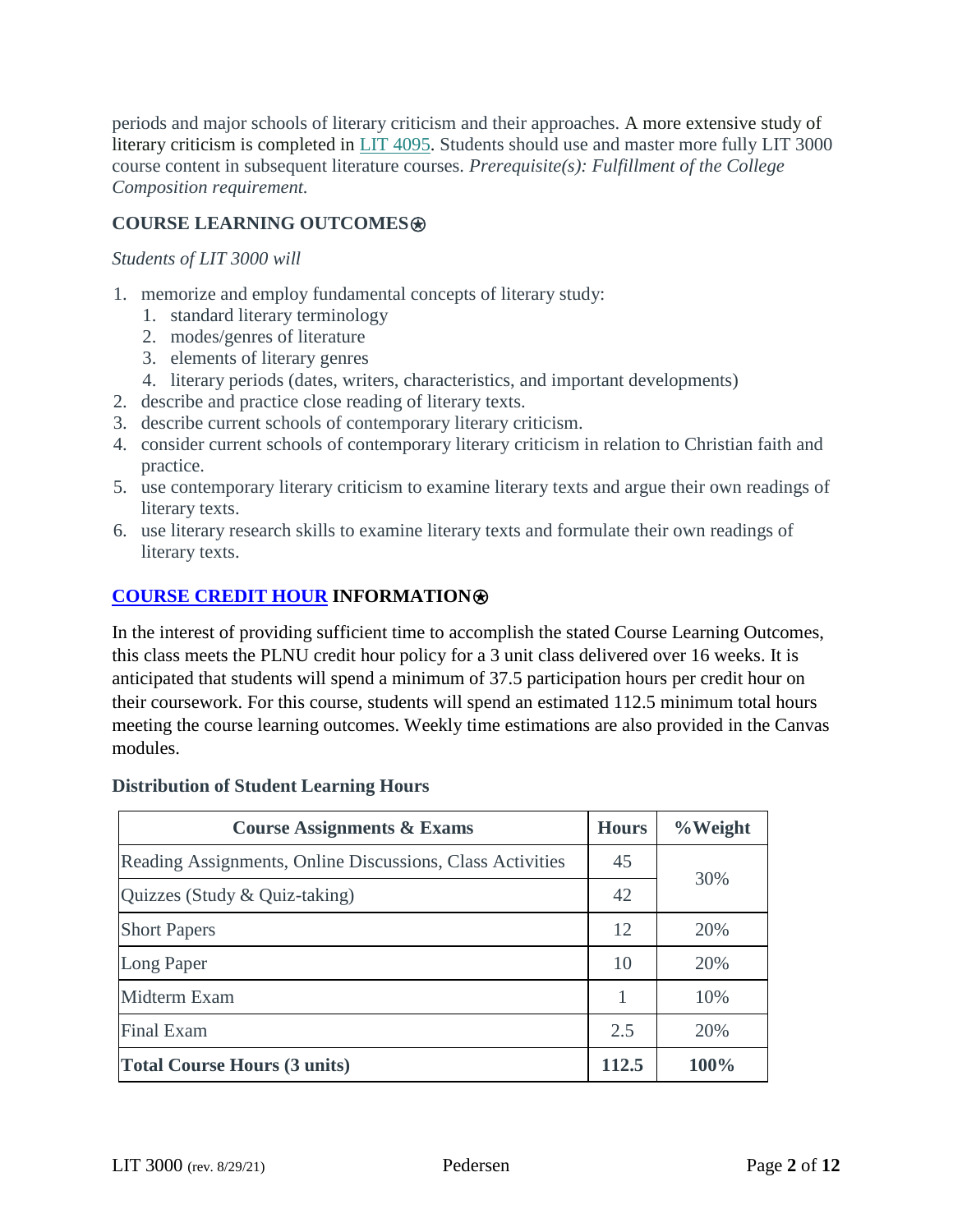periods and major schools of literary criticism and their approaches. A more extensive study of literary criticism is completed in [LIT 4095](). Students should use and master more fully LIT 3000 course content in subsequent literature courses. *Prerequisite(s): Fulfillment of the College Composition requirement.*

### COURSE LEARNING OUTCOMES⍟

*Students of LIT 3000 will*

1. memorize and employ fundamental concepts of literary study:
   1. standard literary terminology
   2. modes/genres of literature
   3. elements of literary genres
   4. literary periods (dates, writers, characteristics, and important developments)
2. describe and practice close reading of literary texts.
3. describe current schools of contemporary literary criticism.
4. consider current schools of contemporary literary criticism in relation to Christian faith and practice.
5. use contemporary literary criticism to examine literary texts and argue their own readings of literary texts.
6. use literary research skills to examine literary texts and formulate their own readings of literary texts.

### [COURSE CREDIT HOUR]() INFORMATION⍟

In the interest of providing sufficient time to accomplish the stated Course Learning Outcomes, this class meets the PLNU credit hour policy for a 3 unit class delivered over 16 weeks. It is anticipated that students will spend a minimum of 37.5 participation hours per credit hour on their coursework. For this course, students will spend an estimated 112.5 minimum total hours meeting the course learning outcomes. Weekly time estimations are also provided in the Canvas modules.

#### Distribution of Student Learning Hours

| Course Assignments & Exams | Hours | %Weight |
|---|---|---|
| Reading Assignments, Online Discussions, Class Activities | 45 | 30% |
| Quizzes (Study & Quiz-taking) | 42 | |
| Short Papers | 12 | 20% |
| Long Paper | 10 | 20% |
| Midterm Exam | 1 | 10% |
| Final Exam | 2.5 | 20% |
| **Total Course Hours (3 units)** | **112.5** | **100%** |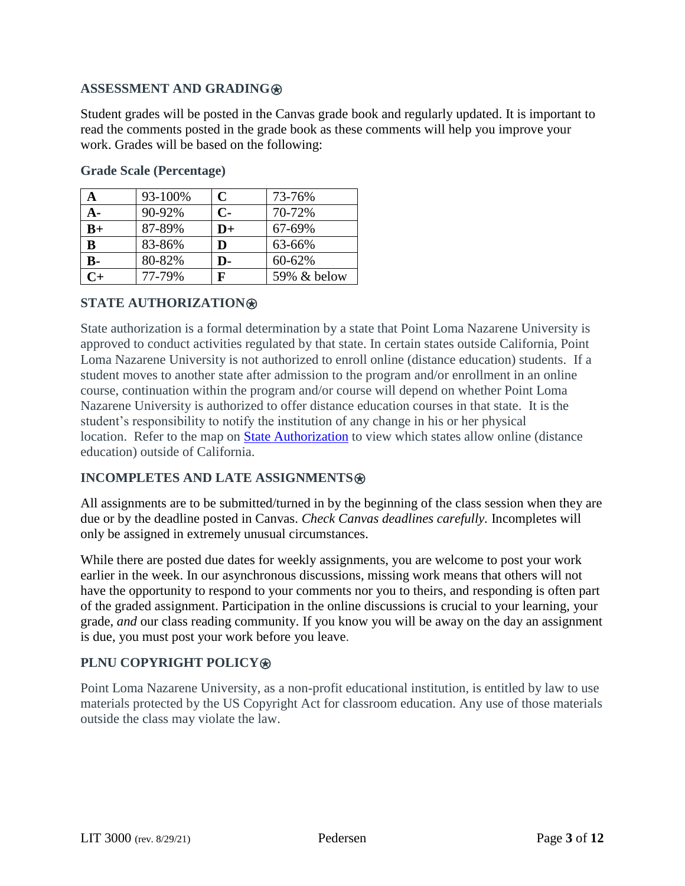## ASSESSMENT AND GRADING⍟

Student grades will be posted in the Canvas grade book and regularly updated. It is important to read the comments posted in the grade book as these comments will help you improve your work. Grades will be based on the following:

### Grade Scale (Percentage)

| **A** | 93-100% | **C** | 73-76% |
|---|---|---|---|
| **A-** | 90-92% | **C-** | 70-72% |
| **B+** | 87-89% | **D+** | 67-69% |
| **B** | 83-86% | **D** | 63-66% |
| **B-** | 80-82% | **D-** | 60-62% |
| **C+** | 77-79% | **F** | 59% & below |

## STATE AUTHORIZATION⍟

State authorization is a formal determination by a state that Point Loma Nazarene University is approved to conduct activities regulated by that state. In certain states outside California, Point Loma Nazarene University is not authorized to enroll online (distance education) students. If a student moves to another state after admission to the program and/or enrollment in an online course, continuation within the program and/or course will depend on whether Point Loma Nazarene University is authorized to offer distance education courses in that state. It is the student's responsibility to notify the institution of any change in his or her physical location. Refer to the map on State Authorization to view which states allow online (distance education) outside of California.

## INCOMPLETES AND LATE ASSIGNMENTS⍟

All assignments are to be submitted/turned in by the beginning of the class session when they are due or by the deadline posted in Canvas. *Check Canvas deadlines carefully.* Incompletes will only be assigned in extremely unusual circumstances.

While there are posted due dates for weekly assignments, you are welcome to post your work earlier in the week. In our asynchronous discussions, missing work means that others will not have the opportunity to respond to your comments nor you to theirs, and responding is often part of the graded assignment. Participation in the online discussions is crucial to your learning, your grade, *and* our class reading community. If you know you will be away on the day an assignment is due, you must post your work before you leave.

## PLNU COPYRIGHT POLICY⍟

Point Loma Nazarene University, as a non-profit educational institution, is entitled by law to use materials protected by the US Copyright Act for classroom education. Any use of those materials outside the class may violate the law.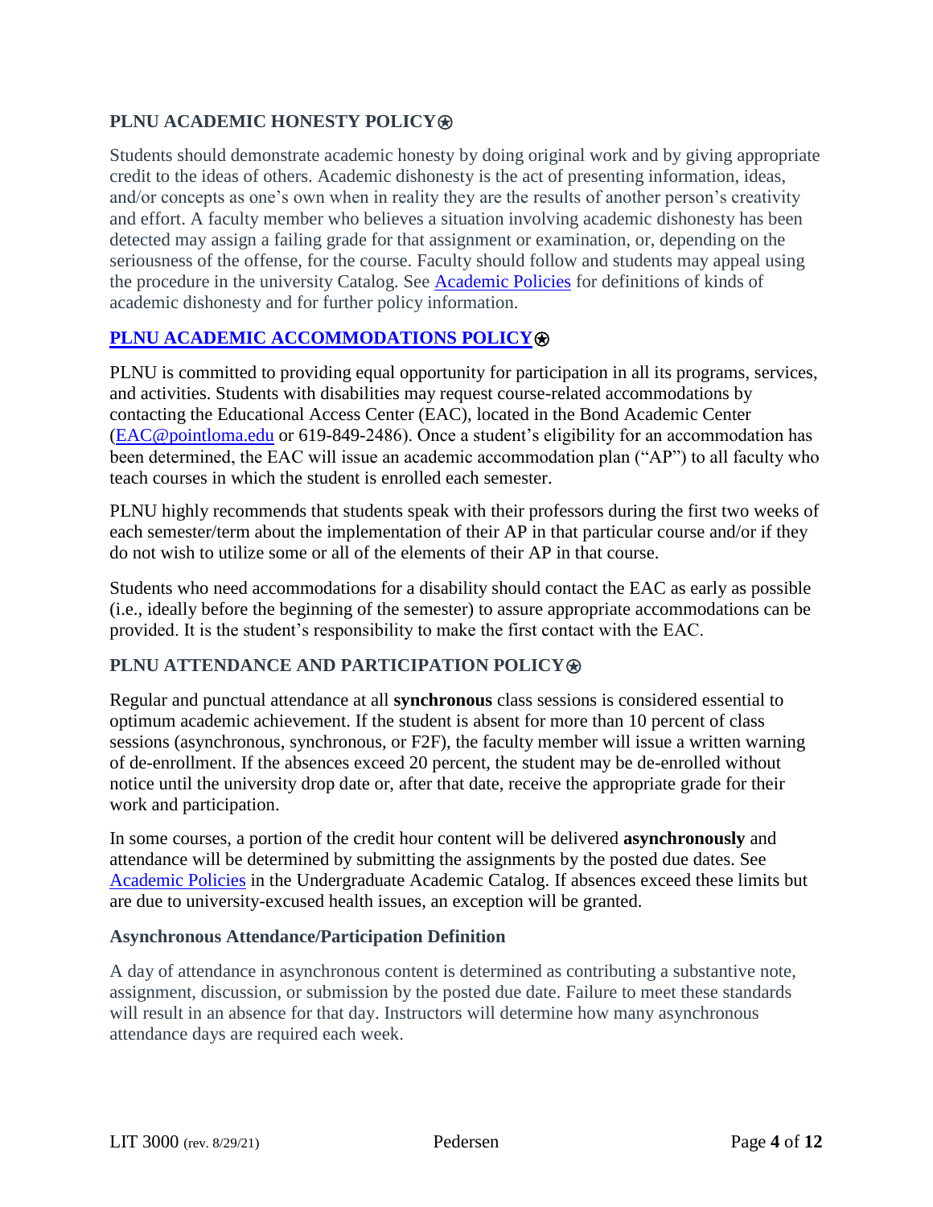## PLNU ACADEMIC HONESTY POLICY⍟

Students should demonstrate academic honesty by doing original work and by giving appropriate credit to the ideas of others. Academic dishonesty is the act of presenting information, ideas, and/or concepts as one's own when in reality they are the results of another person's creativity and effort. A faculty member who believes a situation involving academic dishonesty has been detected may assign a failing grade for that assignment or examination, or, depending on the seriousness of the offense, for the course. Faculty should follow and students may appeal using the procedure in the university Catalog. See [Academic Policies] for definitions of kinds of academic dishonesty and for further policy information.

## [PLNU ACADEMIC ACCOMMODATIONS POLICY]⍟

PLNU is committed to providing equal opportunity for participation in all its programs, services, and activities. Students with disabilities may request course-related accommodations by contacting the Educational Access Center (EAC), located in the Bond Academic Center (EAC@pointloma.edu or 619-849-2486). Once a student's eligibility for an accommodation has been determined, the EAC will issue an academic accommodation plan ("AP") to all faculty who teach courses in which the student is enrolled each semester.

PLNU highly recommends that students speak with their professors during the first two weeks of each semester/term about the implementation of their AP in that particular course and/or if they do not wish to utilize some or all of the elements of their AP in that course.

Students who need accommodations for a disability should contact the EAC as early as possible (i.e., ideally before the beginning of the semester) to assure appropriate accommodations can be provided. It is the student's responsibility to make the first contact with the EAC.

## PLNU ATTENDANCE AND PARTICIPATION POLICY⍟

Regular and punctual attendance at all **synchronous** class sessions is considered essential to optimum academic achievement. If the student is absent for more than 10 percent of class sessions (asynchronous, synchronous, or F2F), the faculty member will issue a written warning of de-enrollment. If the absences exceed 20 percent, the student may be de-enrolled without notice until the university drop date or, after that date, receive the appropriate grade for their work and participation.

In some courses, a portion of the credit hour content will be delivered **asynchronously** and attendance will be determined by submitting the assignments by the posted due dates. See [Academic Policies] in the Undergraduate Academic Catalog. If absences exceed these limits but are due to university-excused health issues, an exception will be granted.

### Asynchronous Attendance/Participation Definition

A day of attendance in asynchronous content is determined as contributing a substantive note, assignment, discussion, or submission by the posted due date. Failure to meet these standards will result in an absence for that day. Instructors will determine how many asynchronous attendance days are required each week.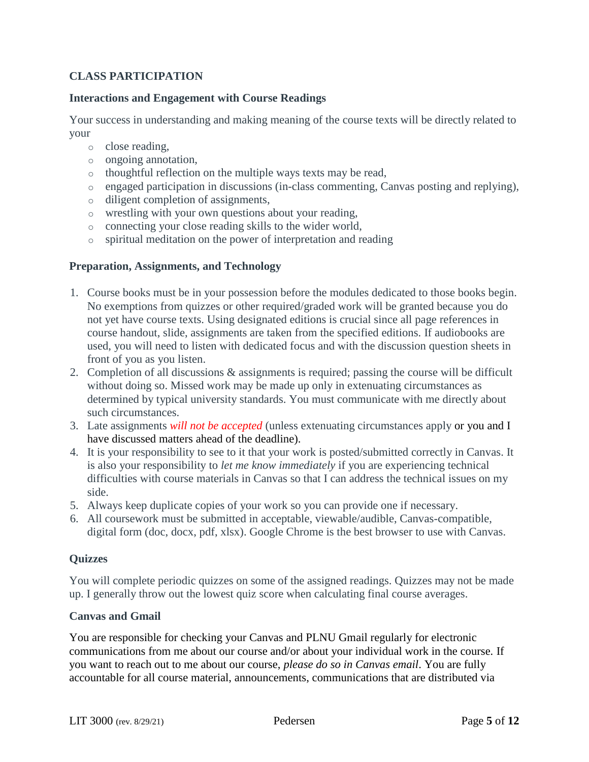## CLASS PARTICIPATION

### Interactions and Engagement with Course Readings

Your success in understanding and making meaning of the course texts will be directly related to your

- close reading,
- ongoing annotation,
- thoughtful reflection on the multiple ways texts may be read,
- engaged participation in discussions (in-class commenting, Canvas posting and replying),
- diligent completion of assignments,
- wrestling with your own questions about your reading,
- connecting your close reading skills to the wider world,
- spiritual meditation on the power of interpretation and reading

### Preparation, Assignments, and Technology

1. Course books must be in your possession before the modules dedicated to those books begin. No exemptions from quizzes or other required/graded work will be granted because you do not yet have course texts. Using designated editions is crucial since all page references in course handout, slide, assignments are taken from the specified editions. If audiobooks are used, you will need to listen with dedicated focus and with the discussion question sheets in front of you as you listen.
2. Completion of all discussions & assignments is required; passing the course will be difficult without doing so. Missed work may be made up only in extenuating circumstances as determined by typical university standards. You must communicate with me directly about such circumstances.
3. Late assignments *will not be accepted* (unless extenuating circumstances apply or you and I have discussed matters ahead of the deadline).
4. It is your responsibility to see to it that your work is posted/submitted correctly in Canvas. It is also your responsibility to *let me know immediately* if you are experiencing technical difficulties with course materials in Canvas so that I can address the technical issues on my side.
5. Always keep duplicate copies of your work so you can provide one if necessary.
6. All coursework must be submitted in acceptable, viewable/audible, Canvas-compatible, digital form (doc, docx, pdf, xlsx). Google Chrome is the best browser to use with Canvas.

### Quizzes

You will complete periodic quizzes on some of the assigned readings. Quizzes may not be made up. I generally throw out the lowest quiz score when calculating final course averages.

### Canvas and Gmail

You are responsible for checking your Canvas and PLNU Gmail regularly for electronic communications from me about our course and/or about your individual work in the course. If you want to reach out to me about our course, *please do so in Canvas email*. You are fully accountable for all course material, announcements, communications that are distributed via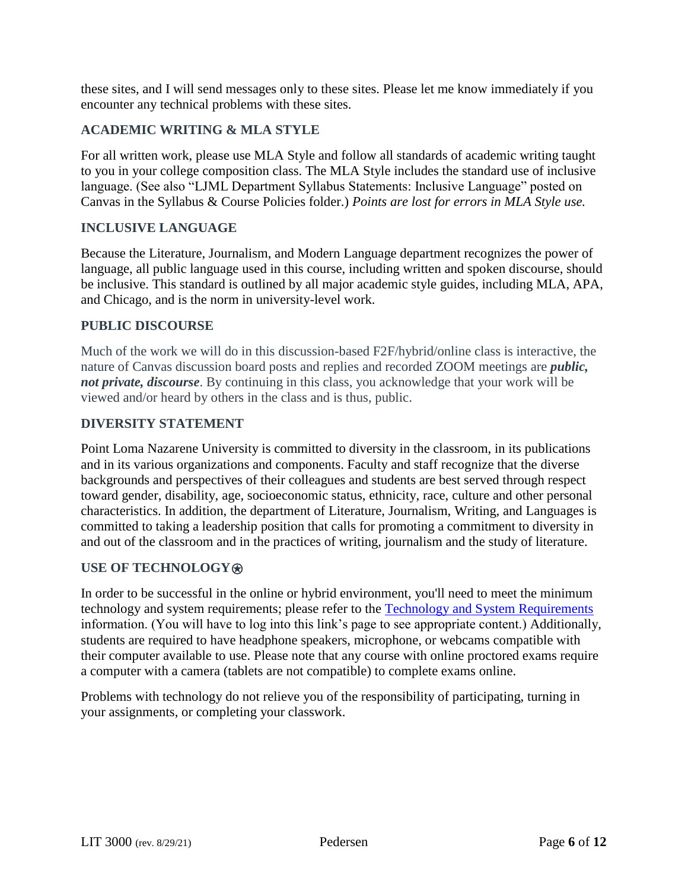these sites, and I will send messages only to these sites. Please let me know immediately if you encounter any technical problems with these sites.

### ACADEMIC WRITING & MLA STYLE

For all written work, please use MLA Style and follow all standards of academic writing taught to you in your college composition class. The MLA Style includes the standard use of inclusive language. (See also "LJML Department Syllabus Statements: Inclusive Language" posted on Canvas in the Syllabus & Course Policies folder.) *Points are lost for errors in MLA Style use.*

### INCLUSIVE LANGUAGE

Because the Literature, Journalism, and Modern Language department recognizes the power of language, all public language used in this course, including written and spoken discourse, should be inclusive. This standard is outlined by all major academic style guides, including MLA, APA, and Chicago, and is the norm in university-level work.

### PUBLIC DISCOURSE

Much of the work we will do in this discussion-based F2F/hybrid/online class is interactive, the nature of Canvas discussion board posts and replies and recorded ZOOM meetings are ***public, not private, discourse***. By continuing in this class, you acknowledge that your work will be viewed and/or heard by others in the class and is thus, public.

### DIVERSITY STATEMENT

Point Loma Nazarene University is committed to diversity in the classroom, in its publications and in its various organizations and components. Faculty and staff recognize that the diverse backgrounds and perspectives of their colleagues and students are best served through respect toward gender, disability, age, socioeconomic status, ethnicity, race, culture and other personal characteristics. In addition, the department of Literature, Journalism, Writing, and Languages is committed to taking a leadership position that calls for promoting a commitment to diversity in and out of the classroom and in the practices of writing, journalism and the study of literature.

### USE OF TECHNOLOGY⍟

In order to be successful in the online or hybrid environment, you'll need to meet the minimum technology and system requirements; please refer to the [Technology and System Requirements] information. (You will have to log into this link's page to see appropriate content.) Additionally, students are required to have headphone speakers, microphone, or webcams compatible with their computer available to use. Please note that any course with online proctored exams require a computer with a camera (tablets are not compatible) to complete exams online.

Problems with technology do not relieve you of the responsibility of participating, turning in your assignments, or completing your classwork.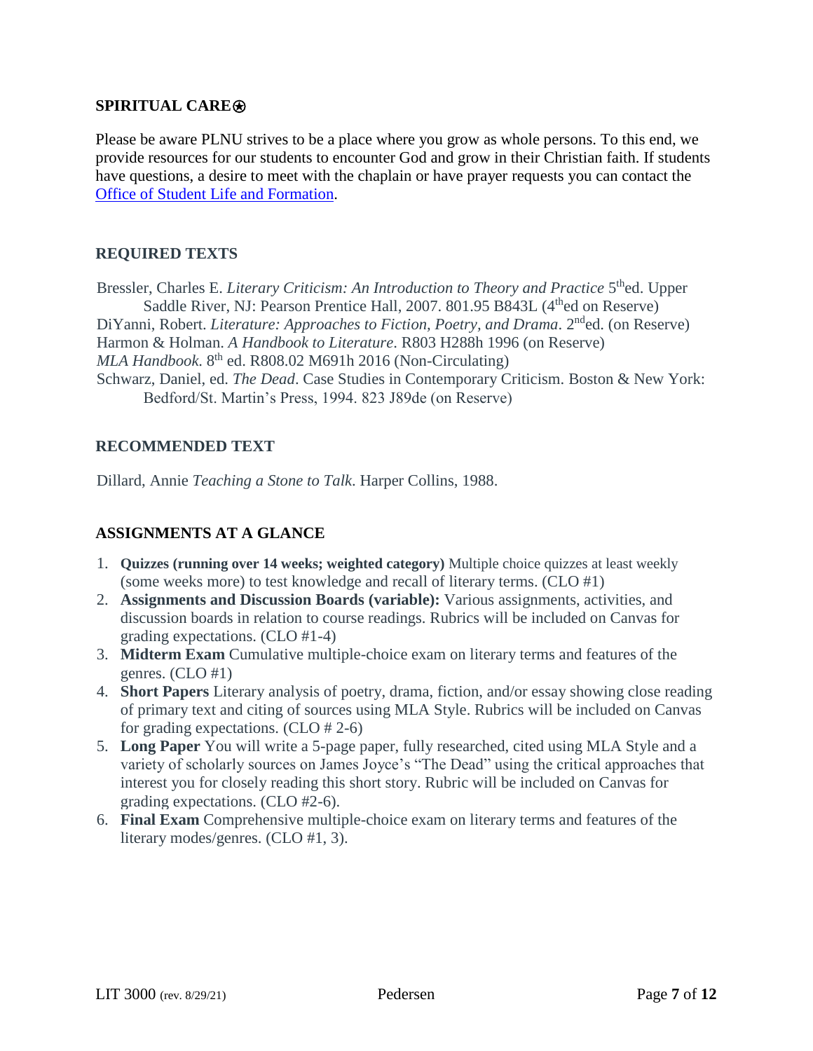## SPIRITUAL CARE⍟

Please be aware PLNU strives to be a place where you grow as whole persons. To this end, we provide resources for our students to encounter God and grow in their Christian faith. If students have questions, a desire to meet with the chaplain or have prayer requests you can contact the Office of Student Life and Formation.

## REQUIRED TEXTS

Bressler, Charles E. *Literary Criticism: An Introduction to Theory and Practice* 5[th]ed. Upper Saddle River, NJ: Pearson Prentice Hall, 2007. 801.95 B843L (4[th]ed on Reserve)
DiYanni, Robert. *Literature: Approaches to Fiction, Poetry, and Drama*. 2[nd]ed. (on Reserve)
Harmon & Holman. *A Handbook to Literature*. R803 H288h 1996 (on Reserve)
*MLA Handbook.* 8[th] ed. R808.02 M691h 2016 (Non-Circulating)
Schwarz, Daniel, ed. *The Dead*. Case Studies in Contemporary Criticism. Boston & New York: Bedford/St. Martin's Press, 1994. 823 J89de (on Reserve)

## RECOMMENDED TEXT

Dillard, Annie *Teaching a Stone to Talk*. Harper Collins, 1988.

## ASSIGNMENTS AT A GLANCE

1. **Quizzes (running over 14 weeks; weighted category)** Multiple choice quizzes at least weekly (some weeks more) to test knowledge and recall of literary terms. (CLO #1)
2. **Assignments and Discussion Boards (variable):** Various assignments, activities, and discussion boards in relation to course readings. Rubrics will be included on Canvas for grading expectations. (CLO #1-4)
3. **Midterm Exam** Cumulative multiple-choice exam on literary terms and features of the genres. (CLO #1)
4. **Short Papers** Literary analysis of poetry, drama, fiction, and/or essay showing close reading of primary text and citing of sources using MLA Style. Rubrics will be included on Canvas for grading expectations. (CLO # 2-6)
5. **Long Paper** You will write a 5-page paper, fully researched, cited using MLA Style and a variety of scholarly sources on James Joyce's "The Dead" using the critical approaches that interest you for closely reading this short story. Rubric will be included on Canvas for grading expectations. (CLO #2-6).
6. **Final Exam** Comprehensive multiple-choice exam on literary terms and features of the literary modes/genres. (CLO #1, 3).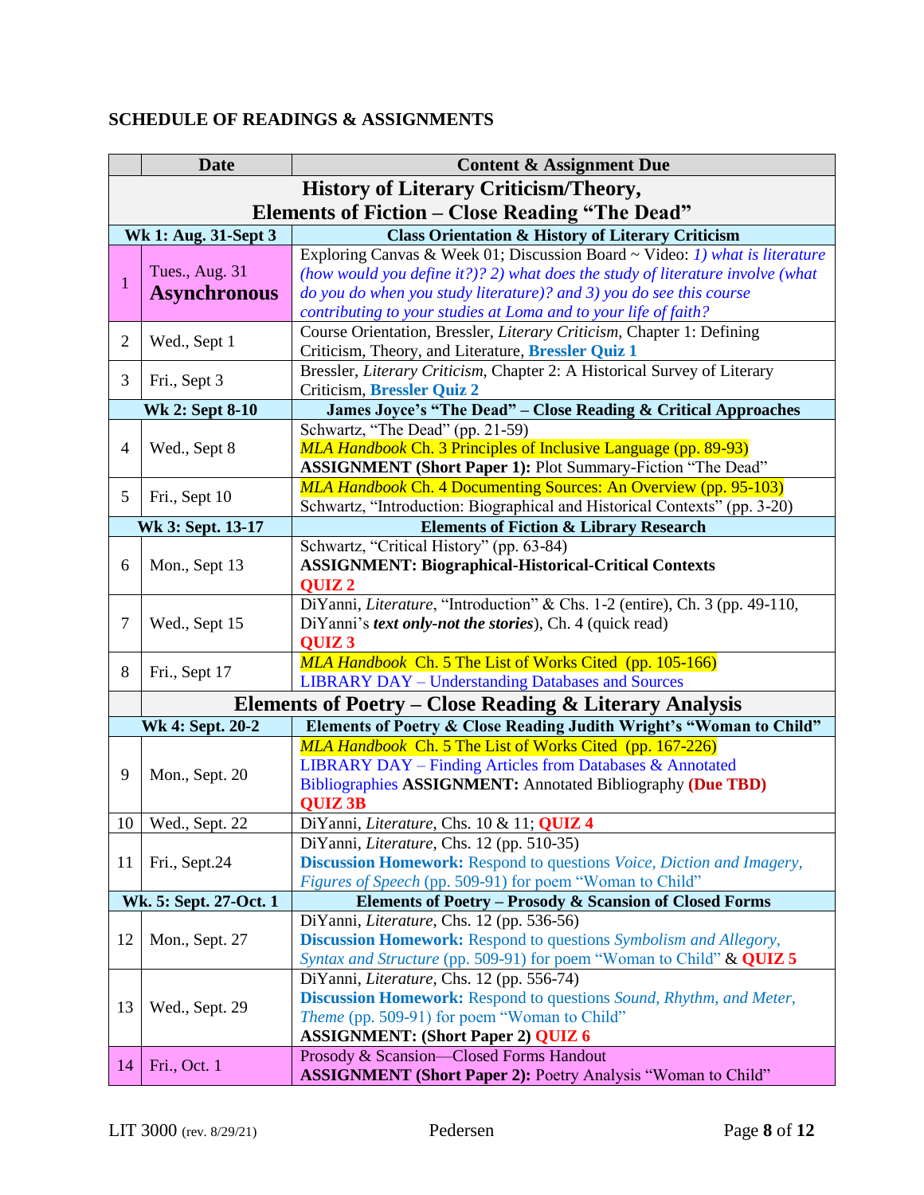## SCHEDULE OF READINGS & ASSIGNMENTS

| | Date | Content & Assignment Due |
|---|---|---|
| **History of Literary Criticism/Theory, Elements of Fiction – Close Reading "The Dead"** | | |
| **Wk 1: Aug. 31-Sept 3** | | **Class Orientation & History of Literary Criticism** |
| 1 | Tues., Aug. 31 **Asynchronous** | Exploring Canvas & Week 01; Discussion Board ~ Video: *1) what is literature (how would you define it?)? 2) what does the study of literature involve (what do you do when you study literature)? and 3) you do see this course contributing to your studies at Loma and to your life of faith?* |
| 2 | Wed., Sept 1 | Course Orientation, Bressler, *Literary Criticism*, Chapter 1: Defining Criticism, Theory, and Literature, **Bressler Quiz 1** |
| 3 | Fri., Sept 3 | Bressler, *Literary Criticism*, Chapter 2: A Historical Survey of Literary Criticism, **Bressler Quiz 2** |
| **Wk 2: Sept 8-10** | | **James Joyce's "The Dead" – Close Reading & Critical Approaches** |
| 4 | Wed., Sept 8 | Schwartz, "The Dead" (pp. 21-59) *MLA Handbook* Ch. 3 Principles of Inclusive Language (pp. 89-93) **ASSIGNMENT (Short Paper 1):** Plot Summary-Fiction "The Dead" |
| 5 | Fri., Sept 10 | *MLA Handbook* Ch. 4 Documenting Sources: An Overview (pp. 95-103) Schwartz, "Introduction: Biographical and Historical Contexts" (pp. 3-20) |
| **Wk 3: Sept. 13-17** | | **Elements of Fiction & Library Research** |
| 6 | Mon., Sept 13 | Schwartz, "Critical History" (pp. 63-84) **ASSIGNMENT: Biographical-Historical-Critical Contexts** **QUIZ 2** |
| 7 | Wed., Sept 15 | DiYanni, *Literature*, "Introduction" & Chs. 1-2 (entire), Ch. 3 (pp. 49-110, DiYanni's ***text only-not the stories***), Ch. 4 (quick read) **QUIZ 3** |
| 8 | Fri., Sept 17 | *MLA Handbook* Ch. 5 The List of Works Cited (pp. 105-166) LIBRARY DAY – Understanding Databases and Sources |
| | **Elements of Poetry – Close Reading & Literary Analysis** | |
| **Wk 4: Sept. 20-2** | | **Elements of Poetry & Close Reading Judith Wright's "Woman to Child"** |
| 9 | Mon., Sept. 20 | *MLA Handbook* Ch. 5 The List of Works Cited (pp. 167-226) LIBRARY DAY – Finding Articles from Databases & Annotated Bibliographies **ASSIGNMENT:** Annotated Bibliography **(Due TBD)** **QUIZ 3B** |
| 10 | Wed., Sept. 22 | DiYanni, *Literature*, Chs. 10 & 11; **QUIZ 4** |
| 11 | Fri., Sept.24 | DiYanni, *Literature*, Chs. 12 (pp. 510-35) **Discussion Homework:** Respond to questions *Voice, Diction and Imagery, Figures of Speech* (pp. 509-91) for poem "Woman to Child" |
| **Wk. 5: Sept. 27-Oct. 1** | | **Elements of Poetry – Prosody & Scansion of Closed Forms** |
| 12 | Mon., Sept. 27 | DiYanni, *Literature*, Chs. 12 (pp. 536-56) **Discussion Homework:** Respond to questions *Symbolism and Allegory, Syntax and Structure* (pp. 509-91) for poem "Woman to Child" & **QUIZ 5** |
| 13 | Wed., Sept. 29 | DiYanni, *Literature*, Chs. 12 (pp. 556-74) **Discussion Homework:** Respond to questions *Sound, Rhythm, and Meter, Theme* (pp. 509-91) for poem "Woman to Child" **ASSIGNMENT: (Short Paper 2) QUIZ 6** |
| 14 | Fri., Oct. 1 | Prosody & Scansion—Closed Forms Handout **ASSIGNMENT (Short Paper 2):** Poetry Analysis "Woman to Child" |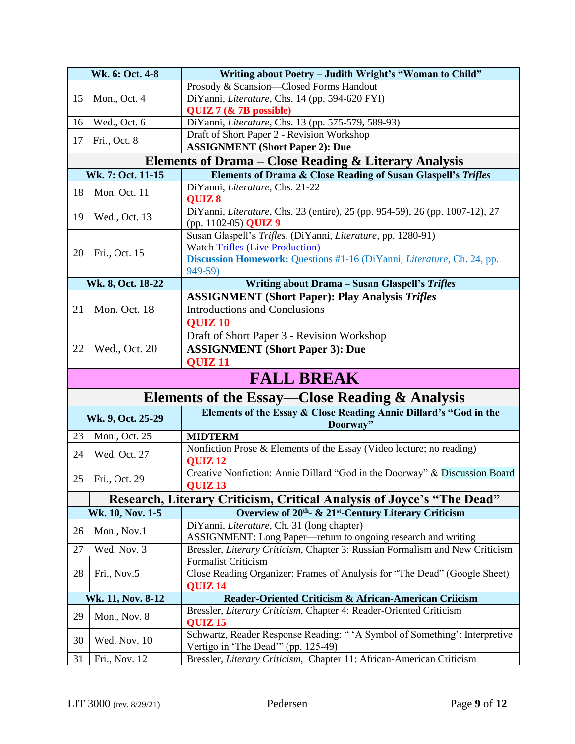| | | |
|---|---|---|
| **Wk. 6: Oct. 4-8** | | **Writing about Poetry – Judith Wright's "Woman to Child"** |
| 15 | Mon., Oct. 4 | Prosody & Scansion—Closed Forms Handout<br>DiYanni, *Literature*, Chs. 14 (pp. 594-620 FYI)<br>**QUIZ 7 (& 7B possible)** |
| 16 | Wed., Oct. 6 | DiYanni, *Literature*, Chs. 13 (pp. 575-579, 589-93) |
| 17 | Fri., Oct. 8 | Draft of Short Paper 2 - Revision Workshop<br>**ASSIGNMENT (Short Paper 2): Due** |
| | **Elements of Drama – Close Reading & Literary Analysis** | |
| **Wk. 7: Oct. 11-15** | | **Elements of Drama & Close Reading of Susan Glaspell's *Trifles*** |
| 18 | Mon. Oct. 11 | DiYanni, *Literature*, Chs. 21-22<br>**QUIZ 8** |
| 19 | Wed., Oct. 13 | DiYanni, *Literature*, Chs. 23 (entire), 25 (pp. 954-59), 26 (pp. 1007-12), 27 (pp. 1102-05) **QUIZ 9** |
| 20 | Fri., Oct. 15 | Susan Glaspell's *Trifles*, (DiYanni, *Literature*, pp. 1280-91)<br>Watch Trifles (Live Production)<br>**Discussion Homework:** Questions #1-16 (DiYanni, *Literature*, Ch. 24, pp. 949-59) |
| **Wk. 8, Oct. 18-22** | | **Writing about Drama – Susan Glaspell's *Trifles*** |
| 21 | Mon. Oct. 18 | **ASSIGNMENT (Short Paper): Play Analysis *Trifles***<br>Introductions and Conclusions<br>**QUIZ 10** |
| 22 | Wed., Oct. 20 | Draft of Short Paper 3 - Revision Workshop<br>**ASSIGNMENT (Short Paper 3): Due**<br>**QUIZ 11** |
| | **FALL BREAK** | |
| | **Elements of the Essay—Close Reading & Analysis** | |
| **Wk. 9, Oct. 25-29** | | **Elements of the Essay & Close Reading Annie Dillard's "God in the Doorway"** |
| 23 | Mon., Oct. 25 | **MIDTERM** |
| 24 | Wed. Oct. 27 | Nonfiction Prose & Elements of the Essay (Video lecture; no reading)<br>**QUIZ 12** |
| 25 | Fri., Oct. 29 | Creative Nonfiction: Annie Dillard "God in the Doorway" & Discussion Board<br>**QUIZ 13** |
| | **Research, Literary Criticism, Critical Analysis of Joyce's "The Dead"** | |
| **Wk. 10, Nov. 1-5** | | **Overview of 20th- & 21st-Century Literary Criticism** |
| 26 | Mon., Nov.1 | DiYanni, *Literature*, Ch. 31 (long chapter)<br>ASSIGNMENT: Long Paper—return to ongoing research and writing |
| 27 | Wed. Nov. 3 | Bressler, *Literary Criticism*, Chapter 3: Russian Formalism and New Criticism |
| 28 | Fri., Nov.5 | Formalist Criticism<br>Close Reading Organizer: Frames of Analysis for "The Dead" (Google Sheet)<br>**QUIZ 14** |
| **Wk. 11, Nov. 8-12** | | **Reader-Oriented Criticism & African-American Criicism** |
| 29 | Mon., Nov. 8 | Bressler, *Literary Criticism*, Chapter 4: Reader-Oriented Criticism<br>**QUIZ 15** |
| 30 | Wed. Nov. 10 | Schwartz, Reader Response Reading: " 'A Symbol of Something': Interpretive Vertigo in 'The Dead'" (pp. 125-49) |
| 31 | Fri., Nov. 12 | Bressler, *Literary Criticism*, Chapter 11: African-American Criticism |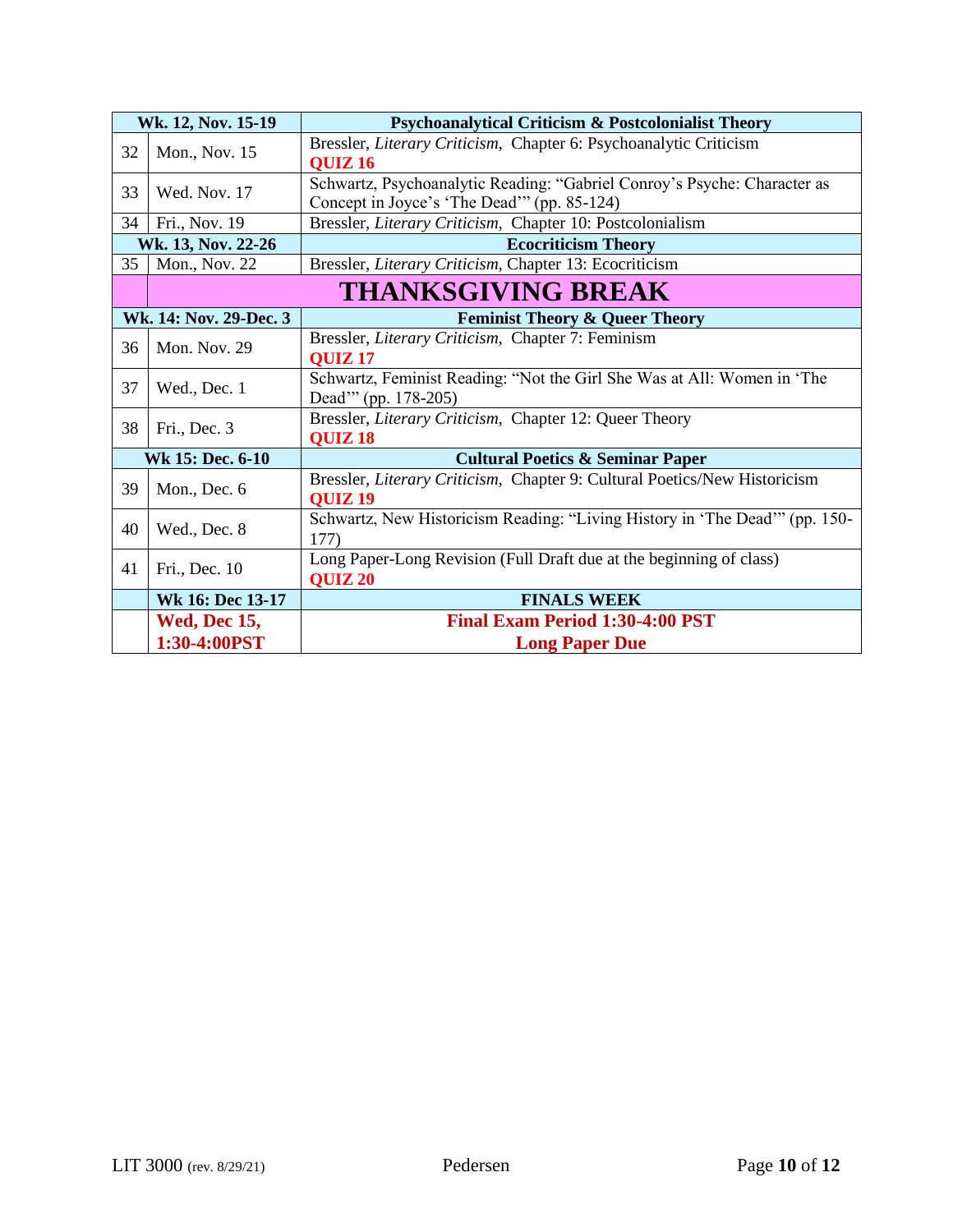| Wk. 12, Nov. 15-19 | | Psychoanalytical Criticism & Postcolonialist Theory |
|---|---|---|
| 32 | Mon., Nov. 15 | Bressler, *Literary Criticism,* Chapter 6: Psychoanalytic Criticism **QUIZ 16** |
| 33 | Wed. Nov. 17 | Schwartz, Psychoanalytic Reading: "Gabriel Conroy's Psyche: Character as Concept in Joyce's 'The Dead'" (pp. 85-124) |
| 34 | Fri., Nov. 19 | Bressler, *Literary Criticism,* Chapter 10: Postcolonialism |
| **Wk. 13, Nov. 22-26** | | **Ecocriticism Theory** |
| 35 | Mon., Nov. 22 | Bressler, *Literary Criticism,* Chapter 13: Ecocriticism |
| | **THANKSGIVING BREAK** | |
| **Wk. 14: Nov. 29-Dec. 3** | | **Feminist Theory & Queer Theory** |
| 36 | Mon. Nov. 29 | Bressler, *Literary Criticism,* Chapter 7: Feminism **QUIZ 17** |
| 37 | Wed., Dec. 1 | Schwartz, Feminist Reading: "Not the Girl She Was at All: Women in 'The Dead'" (pp. 178-205) |
| 38 | Fri., Dec. 3 | Bressler, *Literary Criticism,* Chapter 12: Queer Theory **QUIZ 18** |
| **Wk 15: Dec. 6-10** | | **Cultural Poetics & Seminar Paper** |
| 39 | Mon., Dec. 6 | Bressler, *Literary Criticism,* Chapter 9: Cultural Poetics/New Historicism **QUIZ 19** |
| 40 | Wed., Dec. 8 | Schwartz, New Historicism Reading: "Living History in 'The Dead'" (pp. 150-177) |
| 41 | Fri., Dec. 10 | Long Paper-Long Revision (Full Draft due at the beginning of class) **QUIZ 20** |
| | **Wk 16: Dec 13-17** | **FINALS WEEK** |
| | **Wed, Dec 15, 1:30-4:00PST** | **Final Exam Period 1:30-4:00 PST** **Long Paper Due** |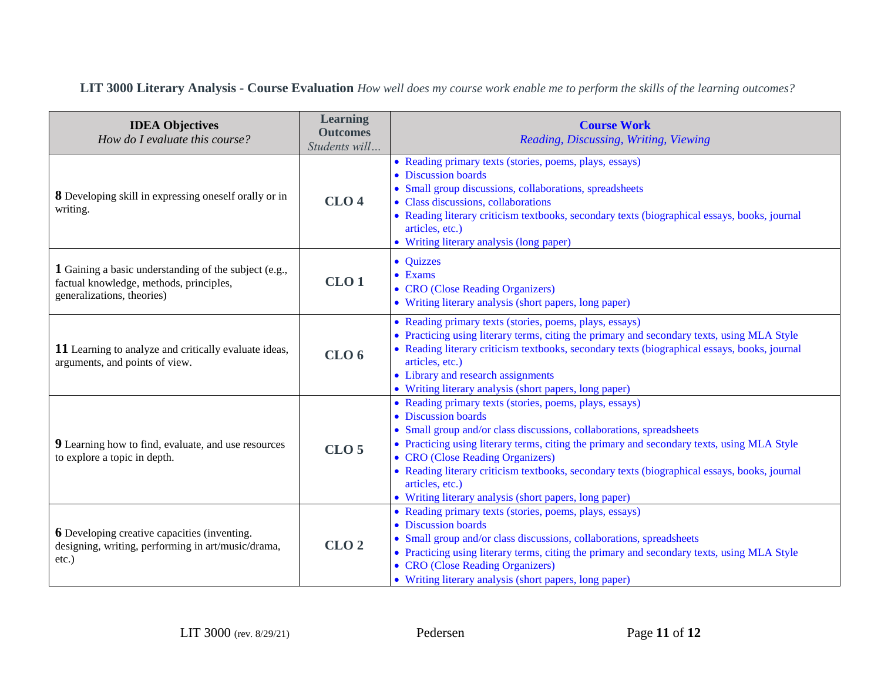**LIT 3000 Literary Analysis - Course Evaluation** *How well does my course work enable me to perform the skills of the learning outcomes?*

| **IDEA Objectives** *How do I evaluate this course?* | **Learning Outcomes** *Students will…* | **Course Work** *Reading, Discussing, Writing, Viewing* |
|---|---|---|
| **8** Developing skill in expressing oneself orally or in writing. | **CLO 4** | • Reading primary texts (stories, poems, plays, essays)<br>• Discussion boards<br>• Small group discussions, collaborations, spreadsheets<br>• Class discussions, collaborations<br>• Reading literary criticism textbooks, secondary texts (biographical essays, books, journal articles, etc.)<br>• Writing literary analysis (long paper) |
| **1** Gaining a basic understanding of the subject (e.g., factual knowledge, methods, principles, generalizations, theories) | **CLO 1** | • Quizzes<br>• Exams<br>• CRO (Close Reading Organizers)<br>• Writing literary analysis (short papers, long paper) |
| **11** Learning to analyze and critically evaluate ideas, arguments, and points of view. | **CLO 6** | • Reading primary texts (stories, poems, plays, essays)<br>• Practicing using literary terms, citing the primary and secondary texts, using MLA Style<br>• Reading literary criticism textbooks, secondary texts (biographical essays, books, journal articles, etc.)<br>• Library and research assignments<br>• Writing literary analysis (short papers, long paper) |
| **9** Learning how to find, evaluate, and use resources to explore a topic in depth. | **CLO 5** | • Reading primary texts (stories, poems, plays, essays)<br>• Discussion boards<br>• Small group and/or class discussions, collaborations, spreadsheets<br>• Practicing using literary terms, citing the primary and secondary texts, using MLA Style<br>• CRO (Close Reading Organizers)<br>• Reading literary criticism textbooks, secondary texts (biographical essays, books, journal articles, etc.)<br>• Writing literary analysis (short papers, long paper) |
| **6** Developing creative capacities (inventing. designing, writing, performing in art/music/drama, etc.) | **CLO 2** | • Reading primary texts (stories, poems, plays, essays)<br>• Discussion boards<br>• Small group and/or class discussions, collaborations, spreadsheets<br>• Practicing using literary terms, citing the primary and secondary texts, using MLA Style<br>• CRO (Close Reading Organizers)<br>• Writing literary analysis (short papers, long paper) |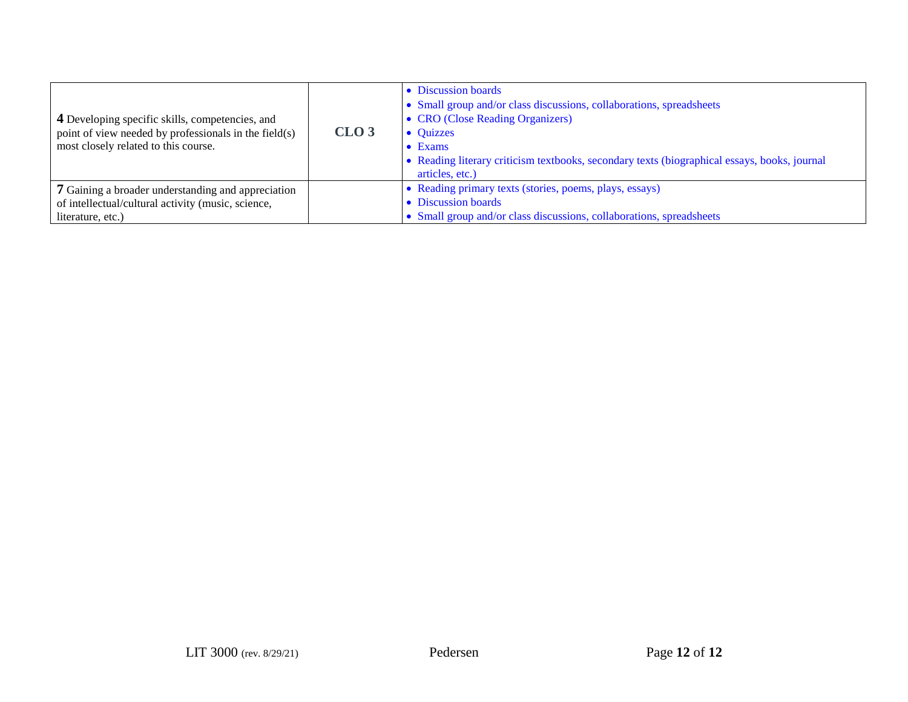| | | |
|---|---|---|
| **4** Developing specific skills, competencies, and point of view needed by professionals in the field(s) most closely related to this course. | **CLO 3** | • Discussion boards<br>• Small group and/or class discussions, collaborations, spreadsheets<br>• CRO (Close Reading Organizers)<br>• Quizzes<br>• Exams<br>• Reading literary criticism textbooks, secondary texts (biographical essays, books, journal articles, etc.) |
| **7** Gaining a broader understanding and appreciation of intellectual/cultural activity (music, science, literature, etc.) | | • Reading primary texts (stories, poems, plays, essays)<br>• Discussion boards<br>• Small group and/or class discussions, collaborations, spreadsheets |